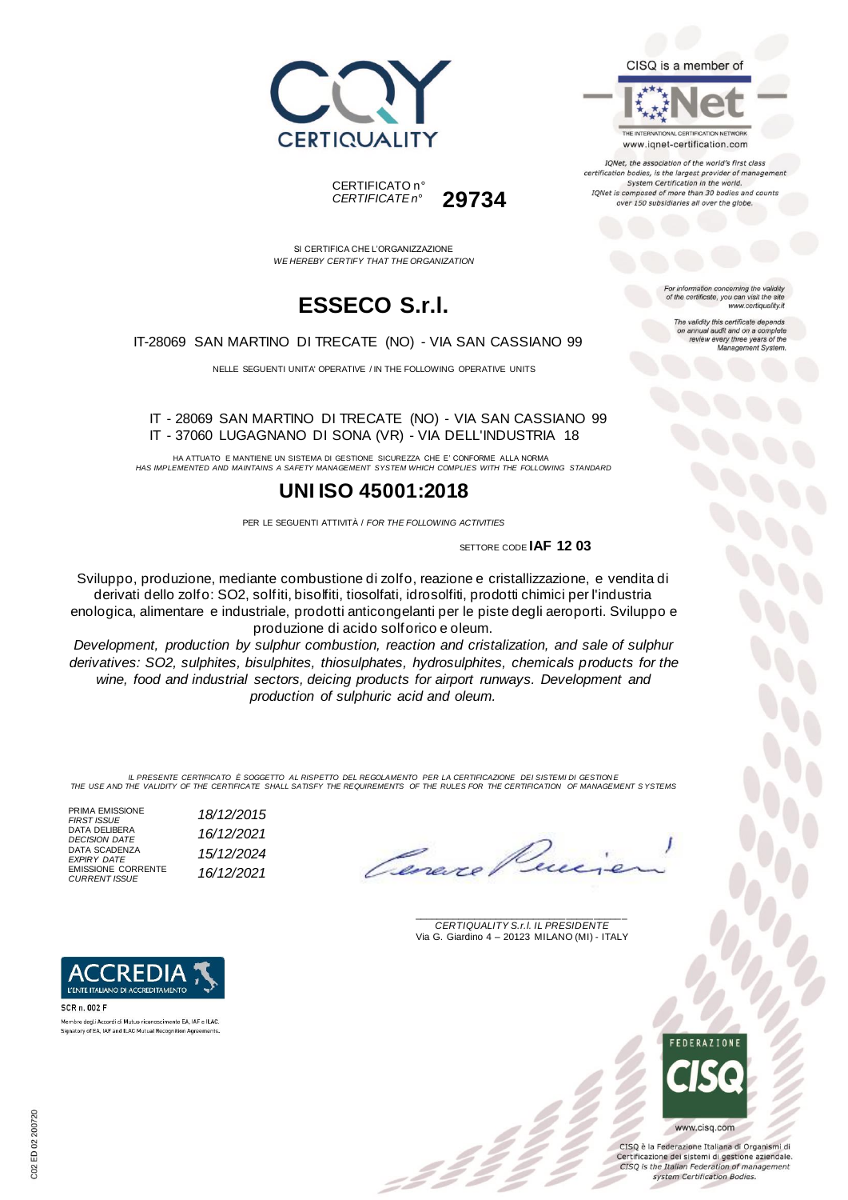CERTIQUALITY

CERTIFICATO n°
*CERTIFICATE n°* **29734**

CISQ is a member of

IQNet
THE INTERNATIONAL CERTIFICATION NETWORK
www.iqnet-certification.com

*IQNet, the association of the world's first class certification bodies, is the largest provider of management System Certification in the world. IQNet is composed of more than 30 bodies and counts over 150 subsidiaries all over the globe.*

SI CERTIFICA CHE L'ORGANIZZAZIONE
*WE HEREBY CERTIFY THAT THE ORGANIZATION*

# ESSECO S.r.l.

IT-28069 SAN MARTINO DI TRECATE (NO) - VIA SAN CASSIANO 99

NELLE SEGUENTI UNITA' OPERATIVE / IN THE FOLLOWING OPERATIVE UNITS

IT - 28069 SAN MARTINO DI TRECATE (NO) - VIA SAN CASSIANO 99
IT - 37060 LUGAGNANO DI SONA (VR) - VIA DELL'INDUSTRIA 18

*For information concerning the validity of the certificate, you can visit the site www.certiquality.it*

*The validity this certificate depends on annual audit and on a complete review every three years of the Management System.*

HA ATTUATO E MANTIENE UN SISTEMA DI GESTIONE SICUREZZA CHE E' CONFORME ALLA NORMA
*HAS IMPLEMENTED AND MAINTAINS A SAFETY MANAGEMENT SYSTEM WHICH COMPLIES WITH THE FOLLOWING STANDARD*

# UNI ISO 45001:2018

PER LE SEGUENTI ATTIVITÀ / *FOR THE FOLLOWING ACTIVITIES*

SETTORE CODE **IAF 12 03**

Sviluppo, produzione, mediante combustione di zolfo, reazione e cristallizzazione, e vendita di derivati dello zolfo: SO2, solfiti, bisolfiti, tiosolfati, idrosolfiti, prodotti chimici per l'industria enologica, alimentare e industriale, prodotti anticongelanti per le piste degli aeroporti. Sviluppo e produzione di acido solforico e oleum.

*Development, production by sulphur combustion, reaction and cristalization, and sale of sulphur derivatives: SO2, sulphites, bisulphites, thiosulphates, hydrosulphites, chemicals products for the wine, food and industrial sectors, deicing products for airport runways. Development and production of sulphuric acid and oleum.*

*IL PRESENTE CERTIFICATO È SOGGETTO AL RISPETTO DEL REGOLAMENTO PER LA CERTIFICAZIONE DEI SISTEMI DI GESTIONE*
*THE USE AND THE VALIDITY OF THE CERTIFICATE SHALL SATISFY THE REQUIREMENTS OF THE RULES FOR THE CERTIFICATION OF MANAGEMENT SYSTEMS*

| | |
|---|---|
| PRIMA EMISSIONE *FIRST ISSUE* | *18/12/2015* |
| DATA DELIBERA *DECISION DATE* | *16/12/2021* |
| DATA SCADENZA *EXPIRY DATE* | *15/12/2024* |
| EMISSIONE CORRENTE *CURRENT ISSUE* | *16/12/2021* |

*CERTIQUALITY S.r.l. IL PRESIDENTE*
Via G. Giardino 4 – 20123 MILANO (MI) - ITALY

ACCREDIA
L'ENTE ITALIANO DI ACCREDITAMENTO
SCR n. 002 F
Membro degli Accordi di Mutuo riconoscimento EA, IAF e ILAC.
Signatory of EA, IAF and ILAC Mutual Recognition Agreements.

FEDERAZIONE CISQ
www.cisq.com

CISQ è la Federazione Italiana di Organismi di Certificazione dei sistemi di gestione aziendale.
*CISQ is the Italian Federation of management system Certification Bodies.*

C02 ED 02 200720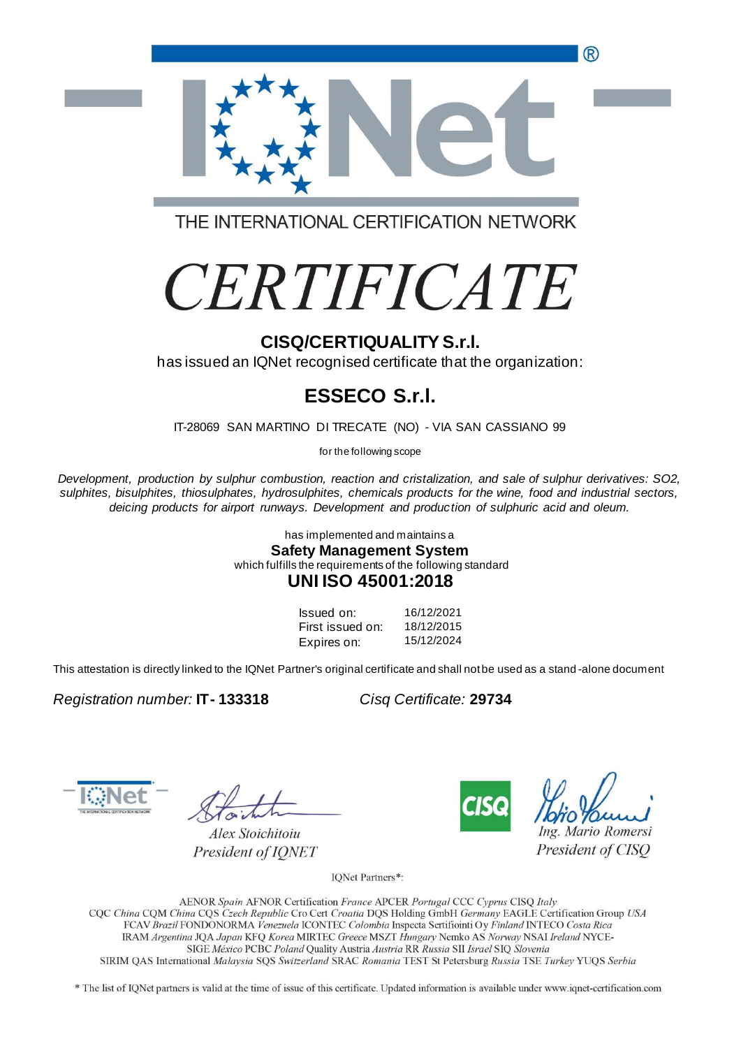THE INTERNATIONAL CERTIFICATION NETWORK

# CERTIFICATE

## CISQ/CERTIQUALITY S.r.l.

has issued an IQNet recognised certificate that the organization:

## ESSECO S.r.l.

IT-28069 SAN MARTINO DI TRECATE (NO) - VIA SAN CASSIANO 99

for the following scope

*Development, production by sulphur combustion, reaction and cristalization, and sale of sulphur derivatives: SO2, sulphites, bisulphites, thiosulphates, hydrosulphites, chemicals products for the wine, food and industrial sectors, deicing products for airport runways. Development and production of sulphuric acid and oleum.*

has implemented and maintains a

**Safety Management System**

which fulfills the requirements of the following standard

**UNI ISO 45001:2018**

| | |
|---|---|
| Issued on: | 16/12/2021 |
| First issued on: | 18/12/2015 |
| Expires on: | 15/12/2024 |

This attestation is directly linked to the IQNet Partner's original certificate and shall not be used as a stand-alone document

*Registration number:* **IT - 133318** *Cisq Certificate:* **29734**

*Alex Stoichitoiu*
*President of IQNET*

*Ing. Mario Romersi*
*President of CISQ*

IQNet Partners*:

AENOR *Spain* AFNOR Certification *France* APCER *Portugal* CCC *Cyprus* CISQ *Italy*
CQC *China* CQM *China* CQS *Czech Republic* Cro Cert *Croatia* DQS Holding GmbH *Germany* EAGLE Certification Group *USA*
FCAV *Brazil* FONDONORMA *Venezuela* ICONTEC *Colombia* Inspecta Sertifiointi Oy *Finland* INTECO *Costa Rica*
IRAM *Argentina* JQA *Japan* KFQ *Korea* MIRTEC *Greece* MSZT *Hungary* Nemko AS *Norway* NSAI *Ireland* NYCE-SIGE *México* PCBC *Poland* Quality Austria *Austria* RR *Russia* SII *Israel* SIQ *Slovenia*
SIRIM QAS International *Malaysia* SQS *Switzerland* SRAC *Romania* TEST St Petersburg *Russia* TSE *Turkey* YUQS *Serbia*

* The list of IQNet partners is valid at the time of issue of this certificate. Updated information is available under www.iqnet-certification.com